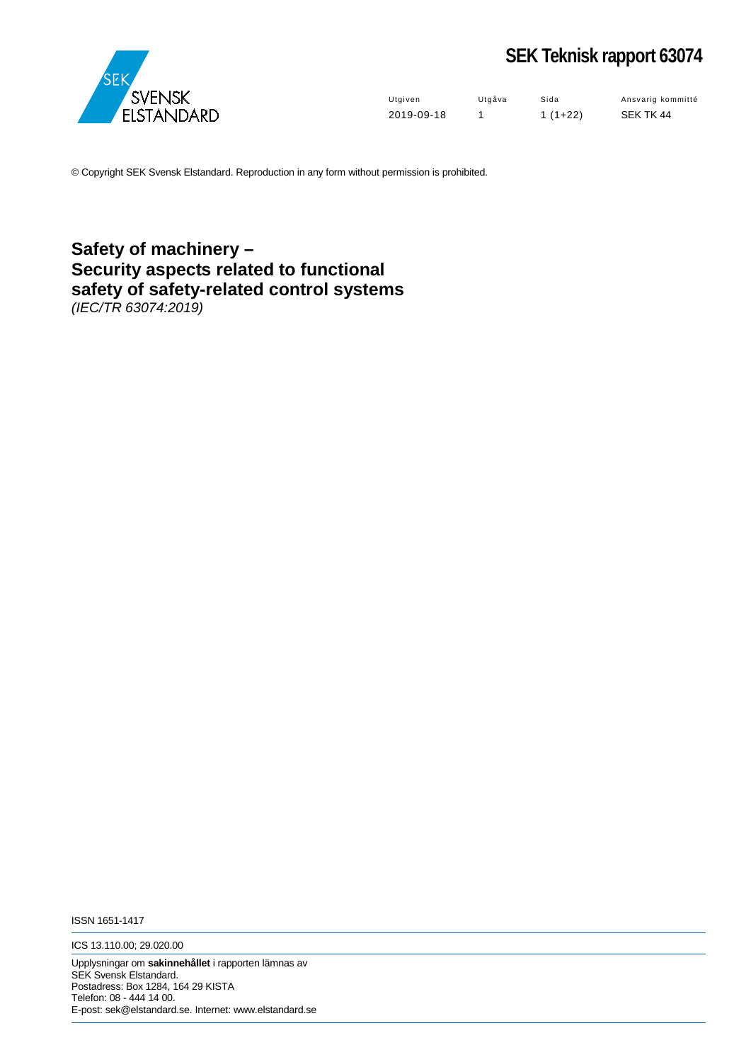# SEK Teknisk rapport 63074

| Utgiven | Utgåva | Sida | Ansvarig kommitté |
|---|---|---|---|
| 2019-09-18 | 1 | 1 (1+22) | SEK TK 44 |

© Copyright SEK Svensk Elstandard. Reproduction in any form without permission is prohibited.

## Safety of machinery – Security aspects related to functional safety of safety-related control systems

*(IEC/TR 63074:2019)*

ISSN 1651-1417

ICS 13.110.00; 29.020.00

Upplysningar om **sakinnehållet** i rapporten lämnas av
SEK Svensk Elstandard.
Postadress: Box 1284, 164 29 KISTA
Telefon: 08 - 444 14 00.
E-post: sek@elstandard.se. Internet: www.elstandard.se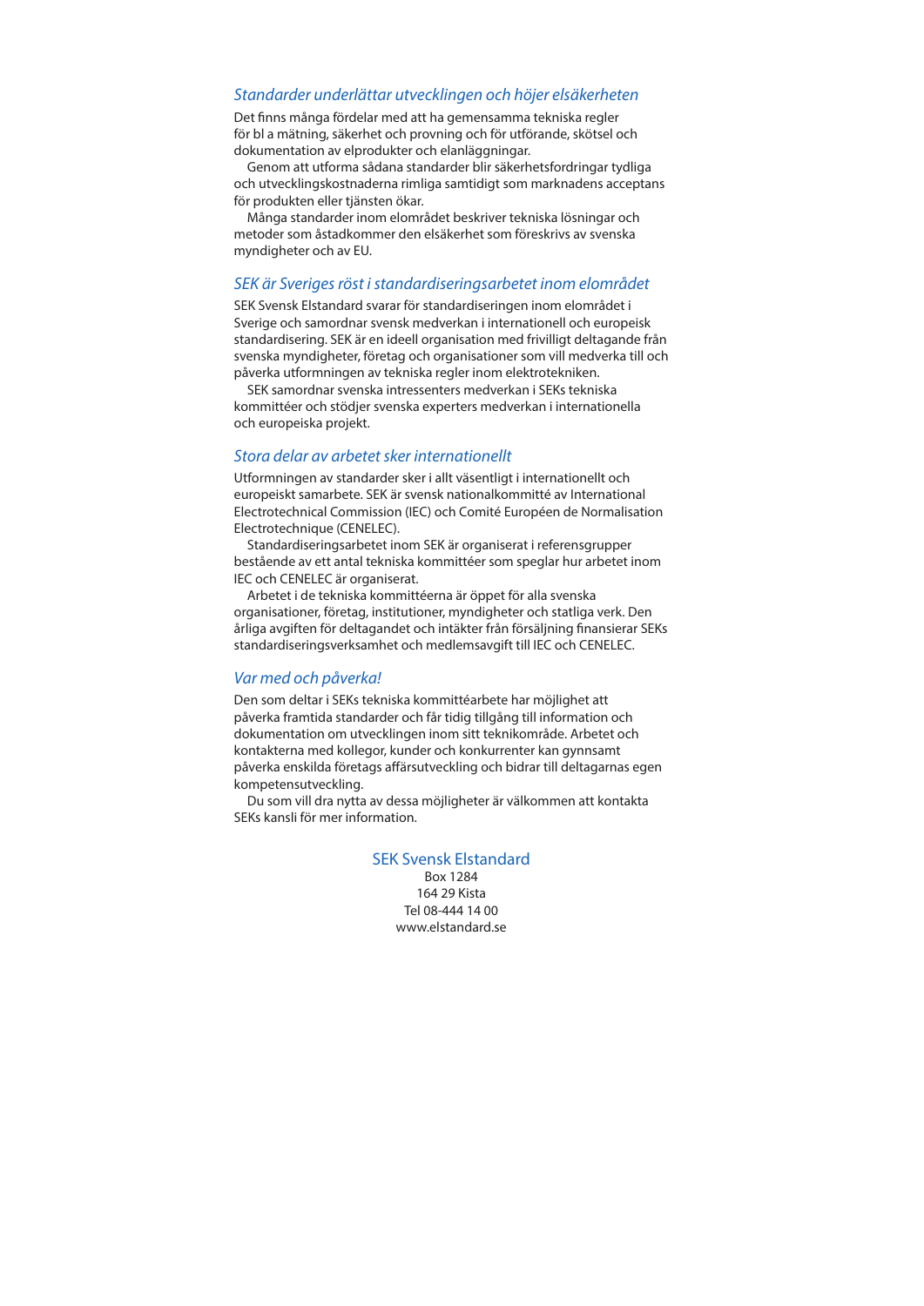## *Standarder underlättar utvecklingen och höjer elsäkerheten*

Det finns många fördelar med att ha gemensamma tekniska regler för bl a mätning, säkerhet och provning och för utförande, skötsel och dokumentation av elprodukter och elanläggningar.

Genom att utforma sådana standarder blir säkerhetsfordringar tydliga och utvecklingskostnaderna rimliga samtidigt som marknadens acceptans för produkten eller tjänsten ökar.

Många standarder inom elområdet beskriver tekniska lösningar och metoder som åstadkommer den elsäkerhet som föreskrivs av svenska myndigheter och av EU.

## *SEK är Sveriges röst i standardiseringsarbetet inom elområdet*

SEK Svensk Elstandard svarar för standardiseringen inom elområdet i Sverige och samordnar svensk medverkan i internationell och europeisk standardisering. SEK är en ideell organisation med frivilligt deltagande från svenska myndigheter, företag och organisationer som vill medverka till och påverka utformningen av tekniska regler inom elektrotekniken.

SEK samordnar svenska intressenters medverkan i SEKs tekniska kommittéer och stödjer svenska experters medverkan i internationella och europeiska projekt.

## *Stora delar av arbetet sker internationellt*

Utformningen av standarder sker i allt väsentligt i internationellt och europeiskt samarbete. SEK är svensk nationalkommitté av International Electrotechnical Commission (IEC) och Comité Européen de Normalisation Electrotechnique (CENELEC).

Standardiseringsarbetet inom SEK är organiserat i referensgrupper bestående av ett antal tekniska kommittéer som speglar hur arbetet inom IEC och CENELEC är organiserat.

Arbetet i de tekniska kommittéerna är öppet för alla svenska organisationer, företag, institutioner, myndigheter och statliga verk. Den årliga avgiften för deltagandet och intäkter från försäljning finansierar SEKs standardiseringsverksamhet och medlemsavgift till IEC och CENELEC.

## *Var med och påverka!*

Den som deltar i SEKs tekniska kommittéarbete har möjlighet att påverka framtida standarder och får tidig tillgång till information och dokumentation om utvecklingen inom sitt teknikområde. Arbetet och kontakterna med kollegor, kunder och konkurrenter kan gynnsamt påverka enskilda företags affärsutveckling och bidrar till deltagarnas egen kompetensutveckling.

Du som vill dra nytta av dessa möjligheter är välkommen att kontakta SEKs kansli för mer information.

**SEK Svensk Elstandard**
Box 1284
164 29 Kista
Tel 08-444 14 00
www.elstandard.se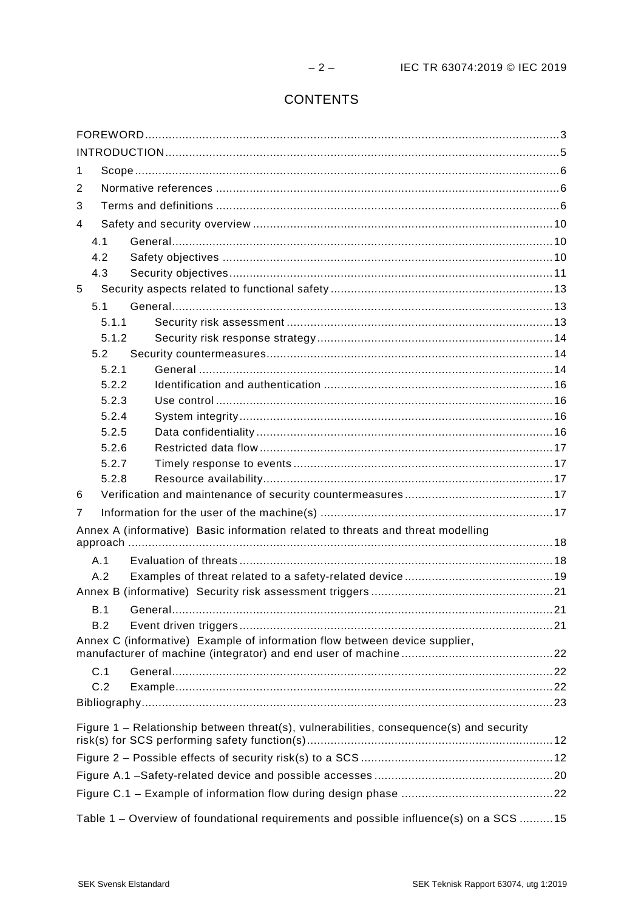# CONTENTS

FOREWORD ........................................................................................................................ 3
INTRODUCTION .................................................................................................................. 5
1 Scope ............................................................................................................................ 6
2 Normative references ..................................................................................................... 6
3 Terms and definitions ..................................................................................................... 6
4 Safety and security overview ......................................................................................... 10
  4.1 General ................................................................................................................. 10
  4.2 Safety objectives .................................................................................................. 10
  4.3 Security objectives ............................................................................................... 11
5 Security aspects related to functional safety .................................................................. 13
  5.1 General ................................................................................................................. 13
    5.1.1 Security risk assessment ............................................................................... 13
    5.1.2 Security risk response strategy ...................................................................... 14
  5.2 Security countermeasures ..................................................................................... 14
    5.2.1 General ......................................................................................................... 14
    5.2.2 Identification and authentication .................................................................... 16
    5.2.3 Use control .................................................................................................... 16
    5.2.4 System integrity ............................................................................................. 16
    5.2.5 Data confidentiality ........................................................................................ 16
    5.2.6 Restricted data flow ....................................................................................... 17
    5.2.7 Timely response to events ............................................................................. 17
    5.2.8 Resource availability ...................................................................................... 17
6 Verification and maintenance of security countermeasures ............................................ 17
7 Information for the user of the machine(s) ..................................................................... 17
Annex A (informative) Basic information related to threats and threat modelling approach ............................................................................................................................. 18
  A.1 Evaluation of threats ............................................................................................. 18
  A.2 Examples of threat related to a safety-related device ............................................ 19
Annex B (informative) Security risk assessment triggers ...................................................... 21
  B.1 General ................................................................................................................. 21
  B.2 Event driven triggers ............................................................................................. 21
Annex C (informative) Example of information flow between device supplier, manufacturer of machine (integrator) and end user of machine ............................................. 22
  C.1 General ................................................................................................................. 22
  C.2 Example ................................................................................................................ 22
Bibliography ......................................................................................................................... 23

Figure 1 – Relationship between threat(s), vulnerabilities, consequence(s) and security risk(s) for SCS performing safety function(s) ........................................................................ 12
Figure 2 – Possible effects of security risk(s) to a SCS ......................................................... 12
Figure A.1 –Safety-related device and possible accesses ..................................................... 20
Figure C.1 – Example of information flow during design phase ............................................ 22

Table 1 – Overview of foundational requirements and possible influence(s) on a SCS .......... 15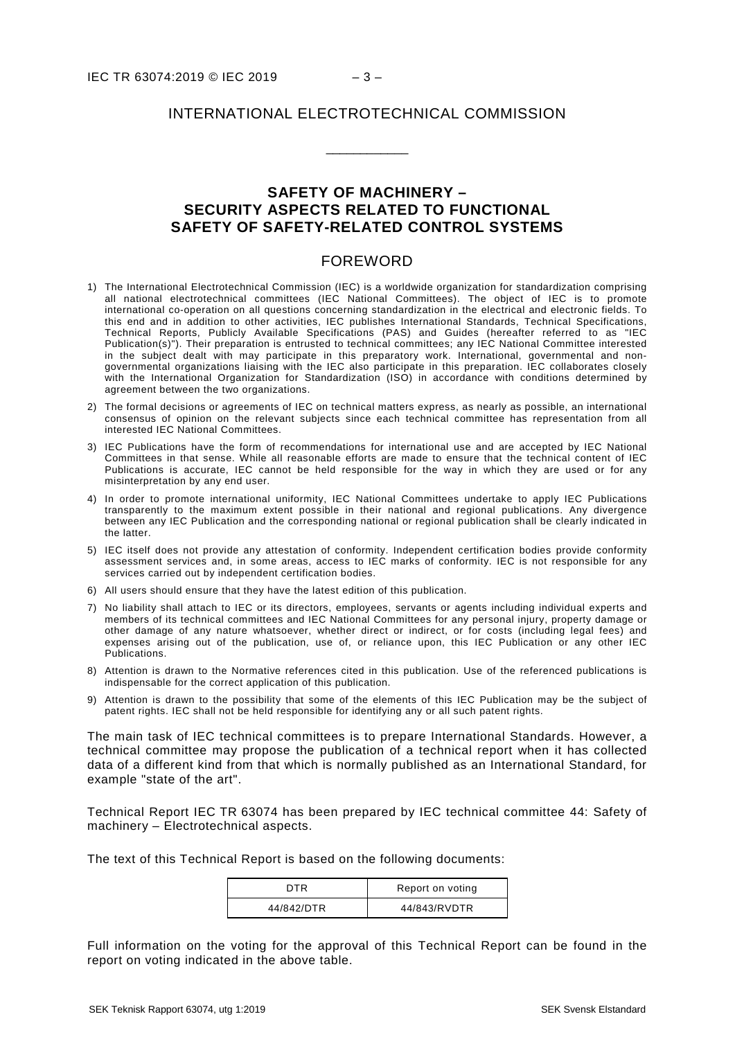# INTERNATIONAL ELECTROTECHNICAL COMMISSION

\_\_\_\_\_\_\_\_\_\_\_\_

## SAFETY OF MACHINERY – SECURITY ASPECTS RELATED TO FUNCTIONAL SAFETY OF SAFETY-RELATED CONTROL SYSTEMS

## FOREWORD

1) The International Electrotechnical Commission (IEC) is a worldwide organization for standardization comprising all national electrotechnical committees (IEC National Committees). The object of IEC is to promote international co-operation on all questions concerning standardization in the electrical and electronic fields. To this end and in addition to other activities, IEC publishes International Standards, Technical Specifications, Technical Reports, Publicly Available Specifications (PAS) and Guides (hereafter referred to as "IEC Publication(s)"). Their preparation is entrusted to technical committees; any IEC National Committee interested in the subject dealt with may participate in this preparatory work. International, governmental and non-governmental organizations liaising with the IEC also participate in this preparation. IEC collaborates closely with the International Organization for Standardization (ISO) in accordance with conditions determined by agreement between the two organizations.
2) The formal decisions or agreements of IEC on technical matters express, as nearly as possible, an international consensus of opinion on the relevant subjects since each technical committee has representation from all interested IEC National Committees.
3) IEC Publications have the form of recommendations for international use and are accepted by IEC National Committees in that sense. While all reasonable efforts are made to ensure that the technical content of IEC Publications is accurate, IEC cannot be held responsible for the way in which they are used or for any misinterpretation by any end user.
4) In order to promote international uniformity, IEC National Committees undertake to apply IEC Publications transparently to the maximum extent possible in their national and regional publications. Any divergence between any IEC Publication and the corresponding national or regional publication shall be clearly indicated in the latter.
5) IEC itself does not provide any attestation of conformity. Independent certification bodies provide conformity assessment services and, in some areas, access to IEC marks of conformity. IEC is not responsible for any services carried out by independent certification bodies.
6) All users should ensure that they have the latest edition of this publication.
7) No liability shall attach to IEC or its directors, employees, servants or agents including individual experts and members of its technical committees and IEC National Committees for any personal injury, property damage or other damage of any nature whatsoever, whether direct or indirect, or for costs (including legal fees) and expenses arising out of the publication, use of, or reliance upon, this IEC Publication or any other IEC Publications.
8) Attention is drawn to the Normative references cited in this publication. Use of the referenced publications is indispensable for the correct application of this publication.
9) Attention is drawn to the possibility that some of the elements of this IEC Publication may be the subject of patent rights. IEC shall not be held responsible for identifying any or all such patent rights.

The main task of IEC technical committees is to prepare International Standards. However, a technical committee may propose the publication of a technical report when it has collected data of a different kind from that which is normally published as an International Standard, for example "state of the art".

Technical Report IEC TR 63074 has been prepared by IEC technical committee 44: Safety of machinery – Electrotechnical aspects.

The text of this Technical Report is based on the following documents:

| DTR | Report on voting |
|---|---|
| 44/842/DTR | 44/843/RVDTR |

Full information on the voting for the approval of this Technical Report can be found in the report on voting indicated in the above table.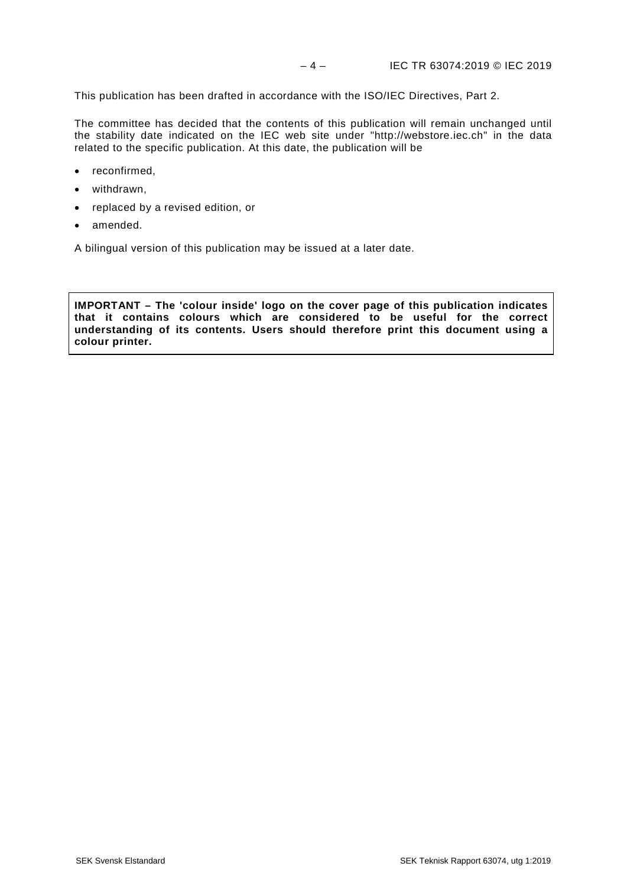This publication has been drafted in accordance with the ISO/IEC Directives, Part 2.

The committee has decided that the contents of this publication will remain unchanged until the stability date indicated on the IEC web site under "http://webstore.iec.ch" in the data related to the specific publication. At this date, the publication will be

- reconfirmed,
- withdrawn,
- replaced by a revised edition, or
- amended.

A bilingual version of this publication may be issued at a later date.

**IMPORTANT – The 'colour inside' logo on the cover page of this publication indicates that it contains colours which are considered to be useful for the correct understanding of its contents. Users should therefore print this document using a colour printer.**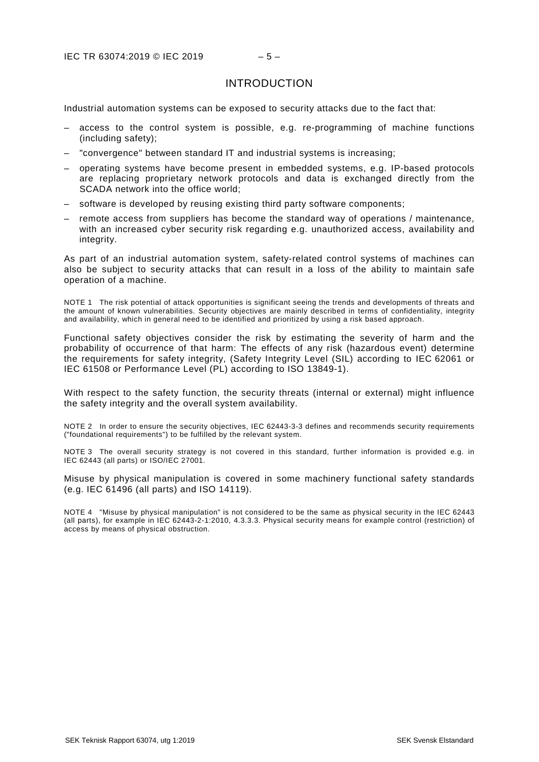# INTRODUCTION

Industrial automation systems can be exposed to security attacks due to the fact that:

- access to the control system is possible, e.g. re-programming of machine functions (including safety);
- "convergence" between standard IT and industrial systems is increasing;
- operating systems have become present in embedded systems, e.g. IP-based protocols are replacing proprietary network protocols and data is exchanged directly from the SCADA network into the office world;
- software is developed by reusing existing third party software components;
- remote access from suppliers has become the standard way of operations / maintenance, with an increased cyber security risk regarding e.g. unauthorized access, availability and integrity.

As part of an industrial automation system, safety-related control systems of machines can also be subject to security attacks that can result in a loss of the ability to maintain safe operation of a machine.

NOTE 1 The risk potential of attack opportunities is significant seeing the trends and developments of threats and the amount of known vulnerabilities. Security objectives are mainly described in terms of confidentiality, integrity and availability, which in general need to be identified and prioritized by using a risk based approach.

Functional safety objectives consider the risk by estimating the severity of harm and the probability of occurrence of that harm: The effects of any risk (hazardous event) determine the requirements for safety integrity, (Safety Integrity Level (SIL) according to IEC 62061 or IEC 61508 or Performance Level (PL) according to ISO 13849-1).

With respect to the safety function, the security threats (internal or external) might influence the safety integrity and the overall system availability.

NOTE 2 In order to ensure the security objectives, IEC 62443-3-3 defines and recommends security requirements ("foundational requirements") to be fulfilled by the relevant system.

NOTE 3 The overall security strategy is not covered in this standard, further information is provided e.g. in IEC 62443 (all parts) or ISO/IEC 27001.

Misuse by physical manipulation is covered in some machinery functional safety standards (e.g. IEC 61496 (all parts) and ISO 14119).

NOTE 4 "Misuse by physical manipulation" is not considered to be the same as physical security in the IEC 62443 (all parts), for example in IEC 62443-2-1:2010, 4.3.3.3. Physical security means for example control (restriction) of access by means of physical obstruction.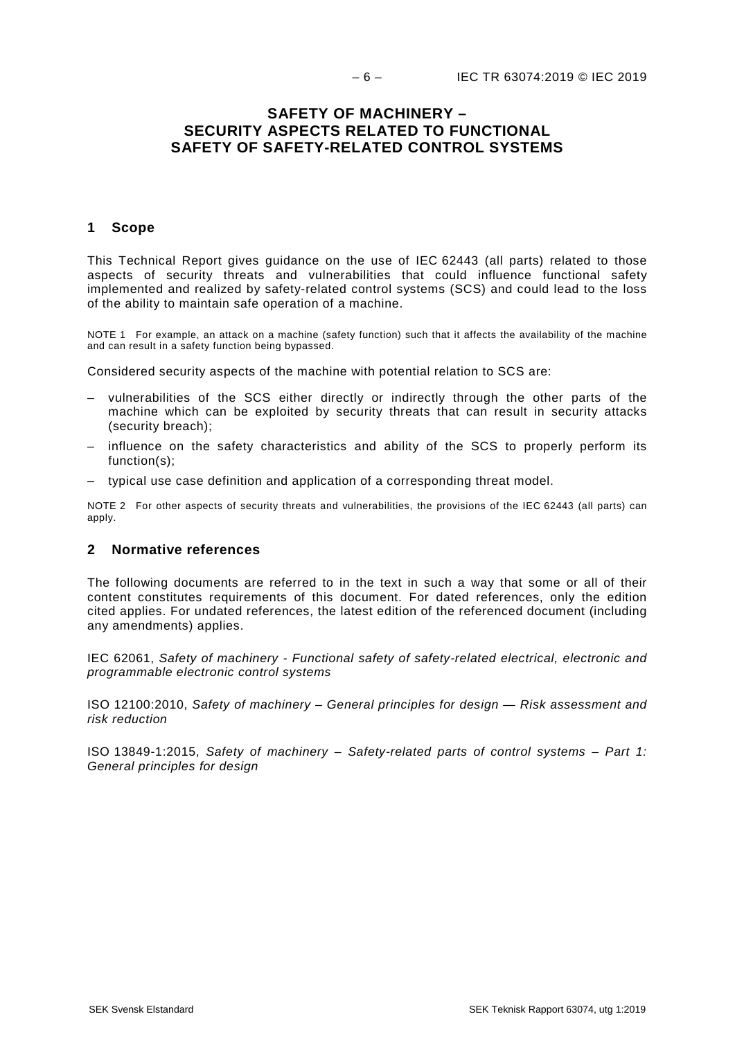# SAFETY OF MACHINERY – SECURITY ASPECTS RELATED TO FUNCTIONAL SAFETY OF SAFETY-RELATED CONTROL SYSTEMS

## 1 Scope

This Technical Report gives guidance on the use of IEC 62443 (all parts) related to those aspects of security threats and vulnerabilities that could influence functional safety implemented and realized by safety-related control systems (SCS) and could lead to the loss of the ability to maintain safe operation of a machine.

NOTE 1 For example, an attack on a machine (safety function) such that it affects the availability of the machine and can result in a safety function being bypassed.

Considered security aspects of the machine with potential relation to SCS are:

– vulnerabilities of the SCS either directly or indirectly through the other parts of the machine which can be exploited by security threats that can result in security attacks (security breach);

– influence on the safety characteristics and ability of the SCS to properly perform its function(s);

– typical use case definition and application of a corresponding threat model.

NOTE 2 For other aspects of security threats and vulnerabilities, the provisions of the IEC 62443 (all parts) can apply.

## 2 Normative references

The following documents are referred to in the text in such a way that some or all of their content constitutes requirements of this document. For dated references, only the edition cited applies. For undated references, the latest edition of the referenced document (including any amendments) applies.

IEC 62061, *Safety of machinery - Functional safety of safety-related electrical, electronic and programmable electronic control systems*

ISO 12100:2010, *Safety of machinery – General principles for design — Risk assessment and risk reduction*

ISO 13849-1:2015, *Safety of machinery – Safety-related parts of control systems – Part 1: General principles for design*